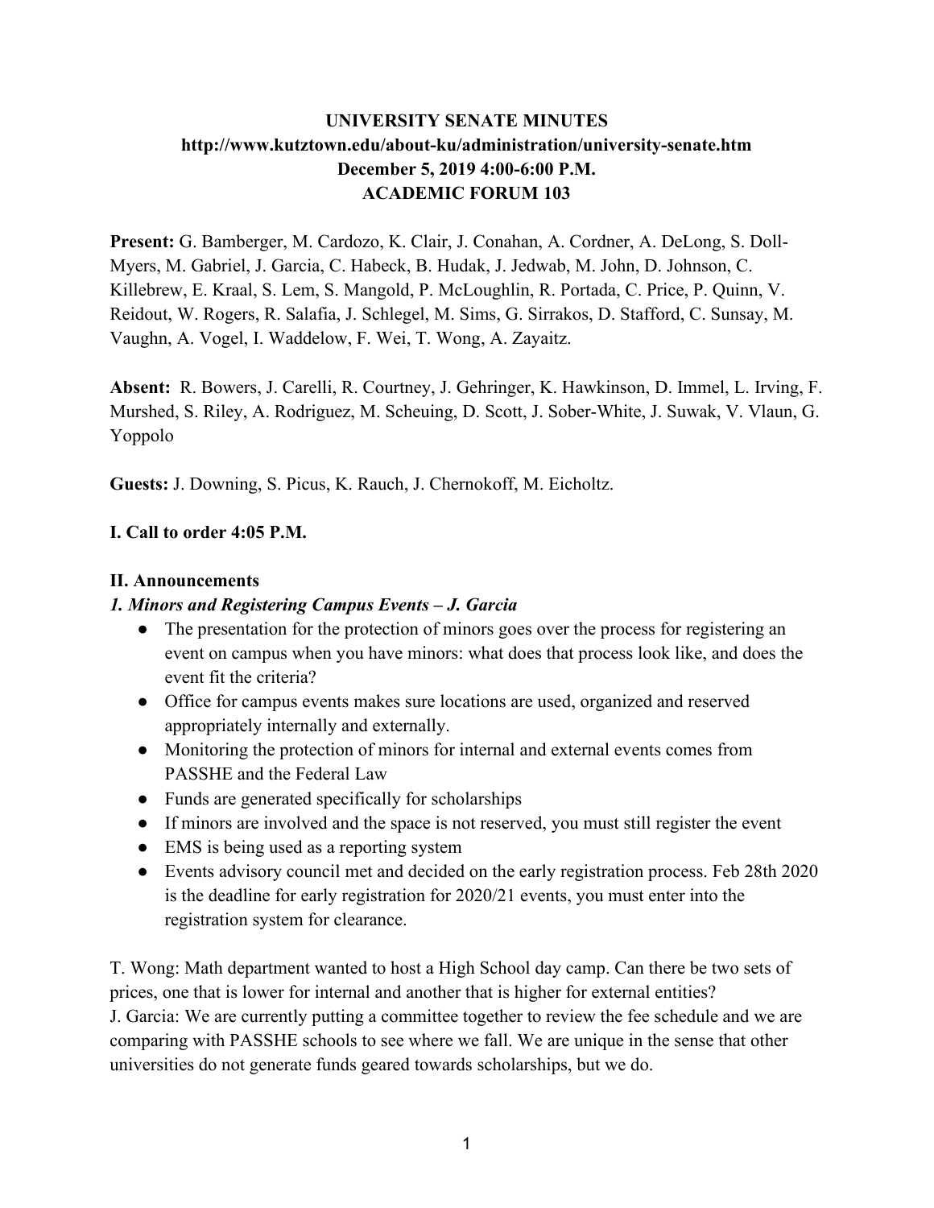# UNIVERSITY SENATE MINUTES

**http://www.kutztown.edu/about-ku/administration/university-senate.htm**

**December 5, 2019 4:00-6:00 P.M.**

**ACADEMIC FORUM 103**

**Present:** G. Bamberger, M. Cardozo, K. Clair, J. Conahan, A. Cordner, A. DeLong, S. Doll-Myers, M. Gabriel, J. Garcia, C. Habeck, B. Hudak, J. Jedwab, M. John, D. Johnson, C. Killebrew, E. Kraal, S. Lem, S. Mangold, P. McLoughlin, R. Portada, C. Price, P. Quinn, V. Reidout, W. Rogers, R. Salafia, J. Schlegel, M. Sims, G. Sirrakos, D. Stafford, C. Sunsay, M. Vaughn, A. Vogel, I. Waddelow, F. Wei, T. Wong, A. Zayaitz.

**Absent:** R. Bowers, J. Carelli, R. Courtney, J. Gehringer, K. Hawkinson, D. Immel, L. Irving, F. Murshed, S. Riley, A. Rodriguez, M. Scheuing, D. Scott, J. Sober-White, J. Suwak, V. Vlaun, G. Yoppolo

**Guests:** J. Downing, S. Picus, K. Rauch, J. Chernokoff, M. Eicholtz.

## I. Call to order 4:05 P.M.

## II. Announcements

### *1. Minors and Registering Campus Events – J. Garcia*

- The presentation for the protection of minors goes over the process for registering an event on campus when you have minors: what does that process look like, and does the event fit the criteria?
- Office for campus events makes sure locations are used, organized and reserved appropriately internally and externally.
- Monitoring the protection of minors for internal and external events comes from PASSHE and the Federal Law
- Funds are generated specifically for scholarships
- If minors are involved and the space is not reserved, you must still register the event
- EMS is being used as a reporting system
- Events advisory council met and decided on the early registration process. Feb 28th 2020 is the deadline for early registration for 2020/21 events, you must enter into the registration system for clearance.

T. Wong: Math department wanted to host a High School day camp. Can there be two sets of prices, one that is lower for internal and another that is higher for external entities?

J. Garcia: We are currently putting a committee together to review the fee schedule and we are comparing with PASSHE schools to see where we fall. We are unique in the sense that other universities do not generate funds geared towards scholarships, but we do.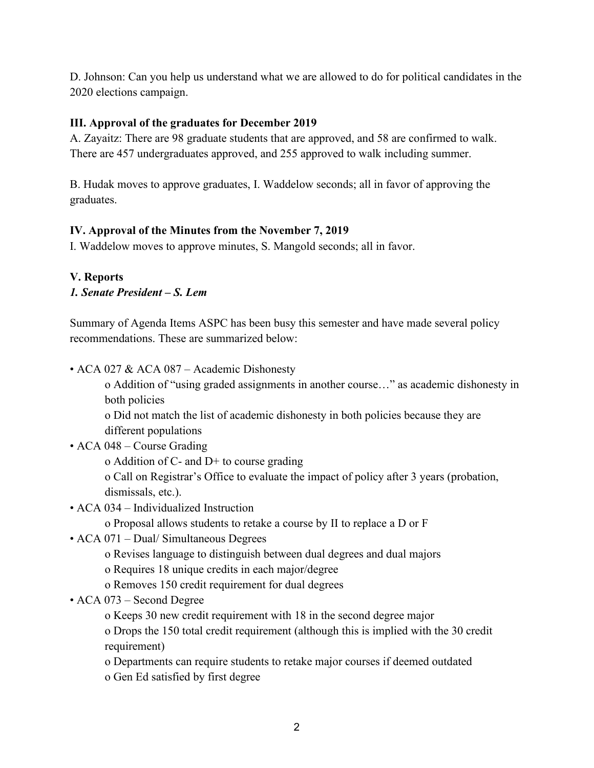D. Johnson: Can you help us understand what we are allowed to do for political candidates in the 2020 elections campaign.

**III. Approval of the graduates for December 2019**

A. Zayaitz: There are 98 graduate students that are approved, and 58 are confirmed to walk. There are 457 undergraduates approved, and 255 approved to walk including summer.

B. Hudak moves to approve graduates, I. Waddelow seconds; all in favor of approving the graduates.

**IV. Approval of the Minutes from the November 7, 2019**

I. Waddelow moves to approve minutes, S. Mangold seconds; all in favor.

**V. Reports**

***1. Senate President – S. Lem***

Summary of Agenda Items ASPC has been busy this semester and have made several policy recommendations. These are summarized below:

- ACA 027 & ACA 087 – Academic Dishonesty
  - Addition of "using graded assignments in another course…" as academic dishonesty in both policies
  - Did not match the list of academic dishonesty in both policies because they are different populations
- ACA 048 – Course Grading
  - Addition of C- and D+ to course grading
  - Call on Registrar's Office to evaluate the impact of policy after 3 years (probation, dismissals, etc.).
- ACA 034 – Individualized Instruction
  - Proposal allows students to retake a course by II to replace a D or F
- ACA 071 – Dual/ Simultaneous Degrees
  - Revises language to distinguish between dual degrees and dual majors
  - Requires 18 unique credits in each major/degree
  - Removes 150 credit requirement for dual degrees
- ACA 073 – Second Degree
  - Keeps 30 new credit requirement with 18 in the second degree major
  - Drops the 150 total credit requirement (although this is implied with the 30 credit requirement)
  - Departments can require students to retake major courses if deemed outdated
  - Gen Ed satisfied by first degree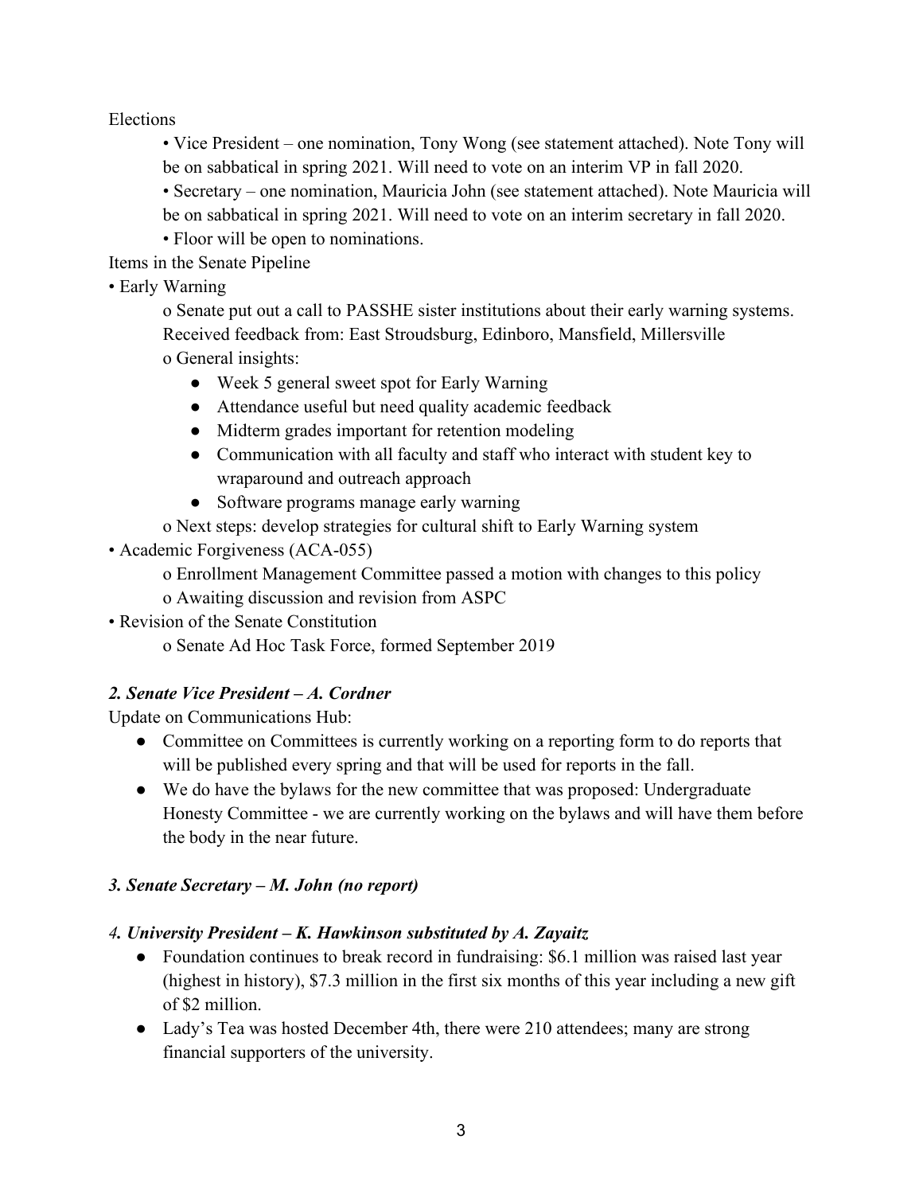Elections

- Vice President – one nomination, Tony Wong (see statement attached). Note Tony will be on sabbatical in spring 2021. Will need to vote on an interim VP in fall 2020.
- Secretary – one nomination, Mauricia John (see statement attached). Note Mauricia will be on sabbatical in spring 2021. Will need to vote on an interim secretary in fall 2020.
- Floor will be open to nominations.

Items in the Senate Pipeline

- Early Warning
  - o Senate put out a call to PASSHE sister institutions about their early warning systems. Received feedback from: East Stroudsburg, Edinboro, Mansfield, Millersville
  - o General insights:
    - Week 5 general sweet spot for Early Warning
    - Attendance useful but need quality academic feedback
    - Midterm grades important for retention modeling
    - Communication with all faculty and staff who interact with student key to wraparound and outreach approach
    - Software programs manage early warning
  - o Next steps: develop strategies for cultural shift to Early Warning system
- Academic Forgiveness (ACA-055)
  - o Enrollment Management Committee passed a motion with changes to this policy
  - o Awaiting discussion and revision from ASPC
- Revision of the Senate Constitution
  - o Senate Ad Hoc Task Force, formed September 2019

### *2. Senate Vice President – A. Cordner*

Update on Communications Hub:

- Committee on Committees is currently working on a reporting form to do reports that will be published every spring and that will be used for reports in the fall.
- We do have the bylaws for the new committee that was proposed: Undergraduate Honesty Committee - we are currently working on the bylaws and will have them before the body in the near future.

### *3. Senate Secretary – M. John (no report)*

### *4. University President – K. Hawkinson substituted by A. Zayaitz*

- Foundation continues to break record in fundraising: $6.1 million was raised last year (highest in history), $7.3 million in the first six months of this year including a new gift of $2 million.
- Lady's Tea was hosted December 4th, there were 210 attendees; many are strong financial supporters of the university.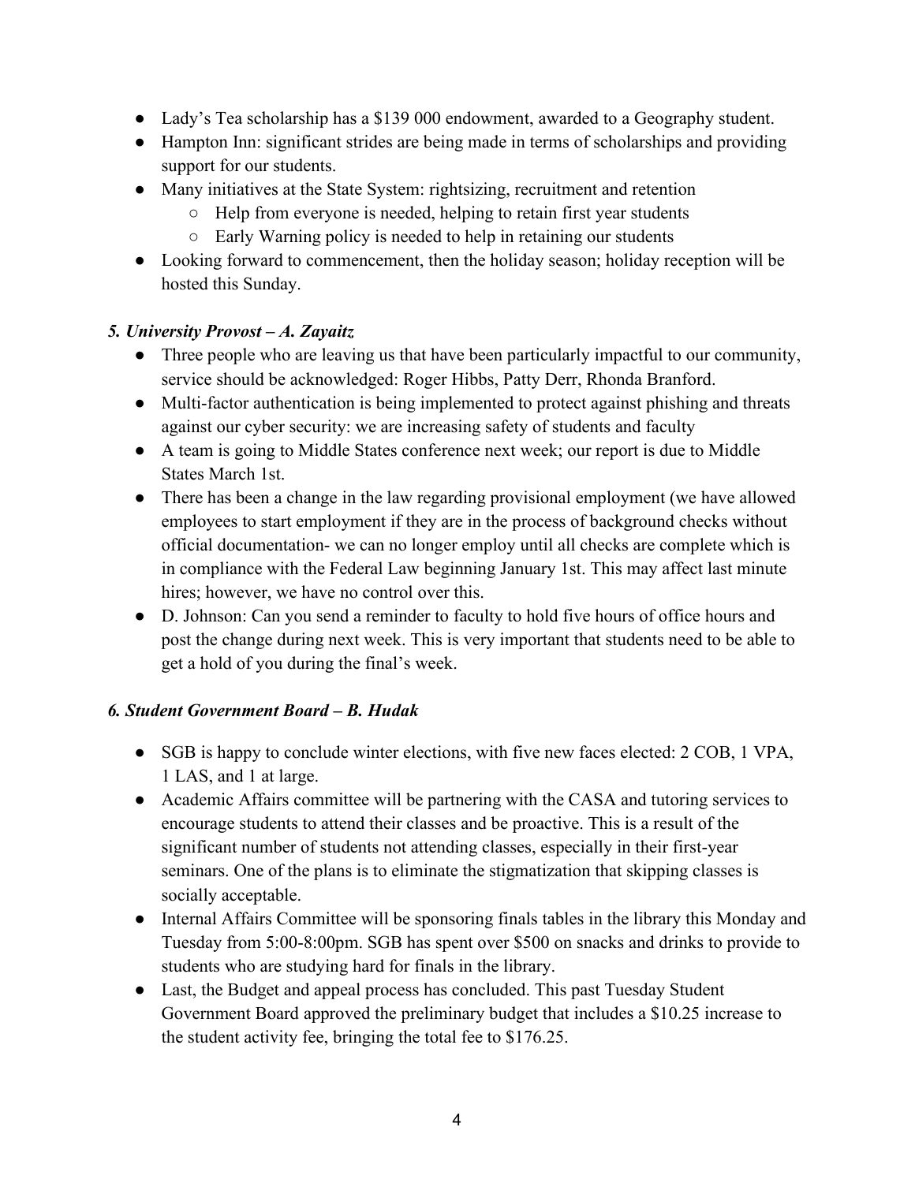- Lady's Tea scholarship has a $139 000 endowment, awarded to a Geography student.
- Hampton Inn: significant strides are being made in terms of scholarships and providing support for our students.
- Many initiatives at the State System: rightsizing, recruitment and retention
  - Help from everyone is needed, helping to retain first year students
  - Early Warning policy is needed to help in retaining our students
- Looking forward to commencement, then the holiday season; holiday reception will be hosted this Sunday.

### *5. University Provost – A. Zayaitz*

- Three people who are leaving us that have been particularly impactful to our community, service should be acknowledged: Roger Hibbs, Patty Derr, Rhonda Branford.
- Multi-factor authentication is being implemented to protect against phishing and threats against our cyber security: we are increasing safety of students and faculty
- A team is going to Middle States conference next week; our report is due to Middle States March 1st.
- There has been a change in the law regarding provisional employment (we have allowed employees to start employment if they are in the process of background checks without official documentation- we can no longer employ until all checks are complete which is in compliance with the Federal Law beginning January 1st. This may affect last minute hires; however, we have no control over this.
- D. Johnson: Can you send a reminder to faculty to hold five hours of office hours and post the change during next week. This is very important that students need to be able to get a hold of you during the final's week.

### *6. Student Government Board – B. Hudak*

- SGB is happy to conclude winter elections, with five new faces elected: 2 COB, 1 VPA, 1 LAS, and 1 at large.
- Academic Affairs committee will be partnering with the CASA and tutoring services to encourage students to attend their classes and be proactive. This is a result of the significant number of students not attending classes, especially in their first-year seminars. One of the plans is to eliminate the stigmatization that skipping classes is socially acceptable.
- Internal Affairs Committee will be sponsoring finals tables in the library this Monday and Tuesday from 5:00-8:00pm. SGB has spent over $500 on snacks and drinks to provide to students who are studying hard for finals in the library.
- Last, the Budget and appeal process has concluded. This past Tuesday Student Government Board approved the preliminary budget that includes a $10.25 increase to the student activity fee, bringing the total fee to $176.25.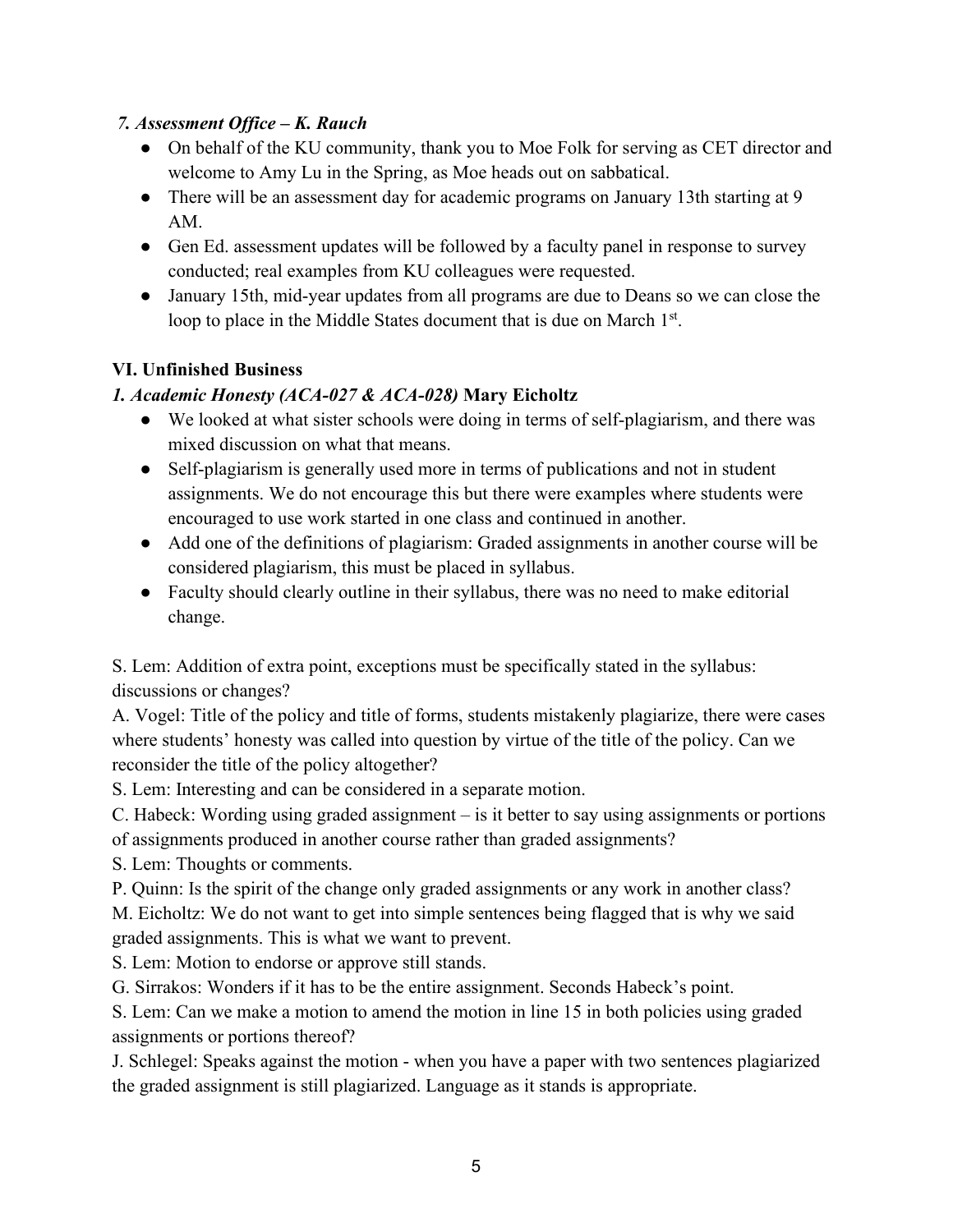### *7. Assessment Office – K. Rauch*

- On behalf of the KU community, thank you to Moe Folk for serving as CET director and welcome to Amy Lu in the Spring, as Moe heads out on sabbatical.
- There will be an assessment day for academic programs on January 13th starting at 9 AM.
- Gen Ed. assessment updates will be followed by a faculty panel in response to survey conducted; real examples from KU colleagues were requested.
- January 15th, mid-year updates from all programs are due to Deans so we can close the loop to place in the Middle States document that is due on March 1st.

## VI. Unfinished Business

### *1. Academic Honesty (ACA-027 & ACA-028)* Mary Eicholtz

- We looked at what sister schools were doing in terms of self-plagiarism, and there was mixed discussion on what that means.
- Self-plagiarism is generally used more in terms of publications and not in student assignments. We do not encourage this but there were examples where students were encouraged to use work started in one class and continued in another.
- Add one of the definitions of plagiarism: Graded assignments in another course will be considered plagiarism, this must be placed in syllabus.
- Faculty should clearly outline in their syllabus, there was no need to make editorial change.

S. Lem: Addition of extra point, exceptions must be specifically stated in the syllabus: discussions or changes?

A. Vogel: Title of the policy and title of forms, students mistakenly plagiarize, there were cases where students' honesty was called into question by virtue of the title of the policy. Can we reconsider the title of the policy altogether?

S. Lem: Interesting and can be considered in a separate motion.

C. Habeck: Wording using graded assignment – is it better to say using assignments or portions of assignments produced in another course rather than graded assignments?

S. Lem: Thoughts or comments.

P. Quinn: Is the spirit of the change only graded assignments or any work in another class?

M. Eicholtz: We do not want to get into simple sentences being flagged that is why we said graded assignments. This is what we want to prevent.

S. Lem: Motion to endorse or approve still stands.

G. Sirrakos: Wonders if it has to be the entire assignment. Seconds Habeck's point.

S. Lem: Can we make a motion to amend the motion in line 15 in both policies using graded assignments or portions thereof?

J. Schlegel: Speaks against the motion - when you have a paper with two sentences plagiarized the graded assignment is still plagiarized. Language as it stands is appropriate.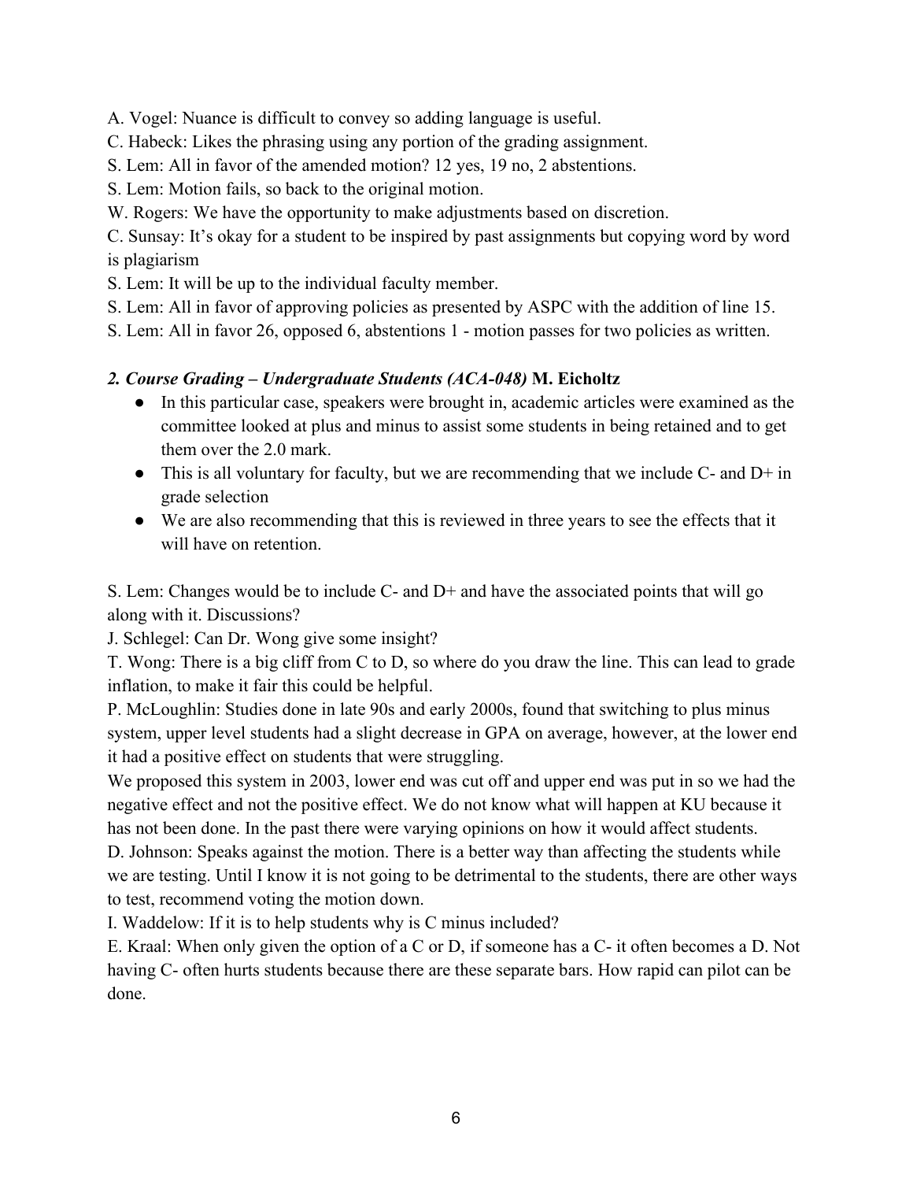A. Vogel: Nuance is difficult to convey so adding language is useful.

C. Habeck: Likes the phrasing using any portion of the grading assignment.

S. Lem: All in favor of the amended motion? 12 yes, 19 no, 2 abstentions.

S. Lem: Motion fails, so back to the original motion.

W. Rogers: We have the opportunity to make adjustments based on discretion.

C. Sunsay: It's okay for a student to be inspired by past assignments but copying word by word is plagiarism

S. Lem: It will be up to the individual faculty member.

S. Lem: All in favor of approving policies as presented by ASPC with the addition of line 15.

S. Lem: All in favor 26, opposed 6, abstentions 1 - motion passes for two policies as written.

***2. Course Grading – Undergraduate Students (ACA-048)*** **M. Eicholtz**

- In this particular case, speakers were brought in, academic articles were examined as the committee looked at plus and minus to assist some students in being retained and to get them over the 2.0 mark.
- This is all voluntary for faculty, but we are recommending that we include C- and D+ in grade selection
- We are also recommending that this is reviewed in three years to see the effects that it will have on retention.

S. Lem: Changes would be to include C- and D+ and have the associated points that will go along with it. Discussions?

J. Schlegel: Can Dr. Wong give some insight?

T. Wong: There is a big cliff from C to D, so where do you draw the line. This can lead to grade inflation, to make it fair this could be helpful.

P. McLoughlin: Studies done in late 90s and early 2000s, found that switching to plus minus system, upper level students had a slight decrease in GPA on average, however, at the lower end it had a positive effect on students that were struggling.

We proposed this system in 2003, lower end was cut off and upper end was put in so we had the negative effect and not the positive effect. We do not know what will happen at KU because it has not been done. In the past there were varying opinions on how it would affect students.

D. Johnson: Speaks against the motion. There is a better way than affecting the students while we are testing. Until I know it is not going to be detrimental to the students, there are other ways to test, recommend voting the motion down.

I. Waddelow: If it is to help students why is C minus included?

E. Kraal: When only given the option of a C or D, if someone has a C- it often becomes a D. Not having C- often hurts students because there are these separate bars. How rapid can pilot can be done.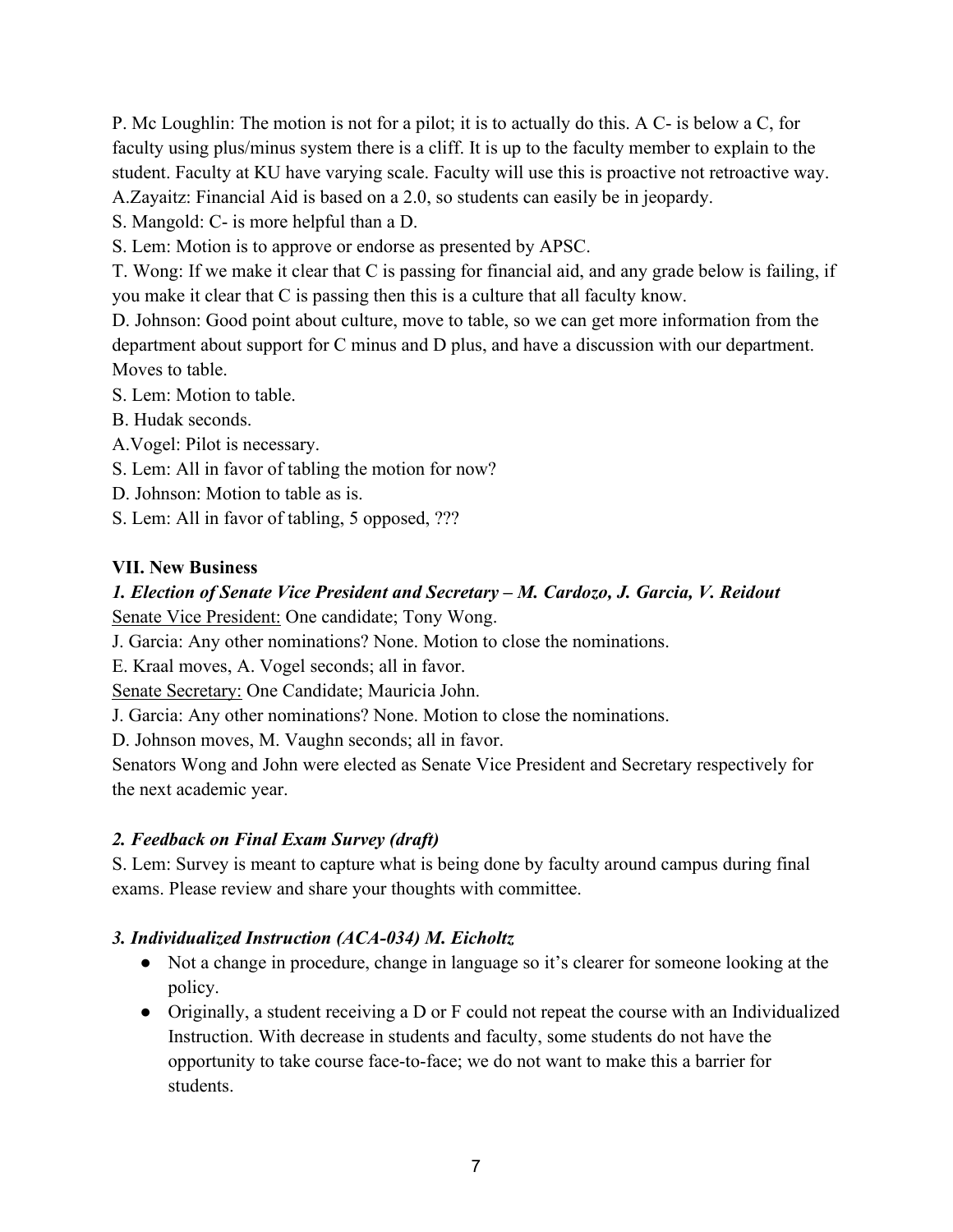P. Mc Loughlin: The motion is not for a pilot; it is to actually do this. A C- is below a C, for faculty using plus/minus system there is a cliff. It is up to the faculty member to explain to the student. Faculty at KU have varying scale. Faculty will use this is proactive not retroactive way.

A.Zayaitz: Financial Aid is based on a 2.0, so students can easily be in jeopardy.

S. Mangold: C- is more helpful than a D.

S. Lem: Motion is to approve or endorse as presented by APSC.

T. Wong: If we make it clear that C is passing for financial aid, and any grade below is failing, if you make it clear that C is passing then this is a culture that all faculty know.

D. Johnson: Good point about culture, move to table, so we can get more information from the department about support for C minus and D plus, and have a discussion with our department. Moves to table.

S. Lem: Motion to table.

B. Hudak seconds.

A.Vogel: Pilot is necessary.

S. Lem: All in favor of tabling the motion for now?

D. Johnson: Motion to table as is.

S. Lem: All in favor of tabling, 5 opposed, ???

**VII. New Business**

***1. Election of Senate Vice President and Secretary – M. Cardozo, J. Garcia, V. Reidout***

Senate Vice President: One candidate; Tony Wong.

J. Garcia: Any other nominations? None. Motion to close the nominations.

E. Kraal moves, A. Vogel seconds; all in favor.

Senate Secretary: One Candidate; Mauricia John.

J. Garcia: Any other nominations? None. Motion to close the nominations.

D. Johnson moves, M. Vaughn seconds; all in favor.

Senators Wong and John were elected as Senate Vice President and Secretary respectively for the next academic year.

***2. Feedback on Final Exam Survey (draft)***

S. Lem: Survey is meant to capture what is being done by faculty around campus during final exams. Please review and share your thoughts with committee.

***3. Individualized Instruction (ACA-034) M. Eicholtz***

- Not a change in procedure, change in language so it's clearer for someone looking at the policy.
- Originally, a student receiving a D or F could not repeat the course with an Individualized Instruction. With decrease in students and faculty, some students do not have the opportunity to take course face-to-face; we do not want to make this a barrier for students.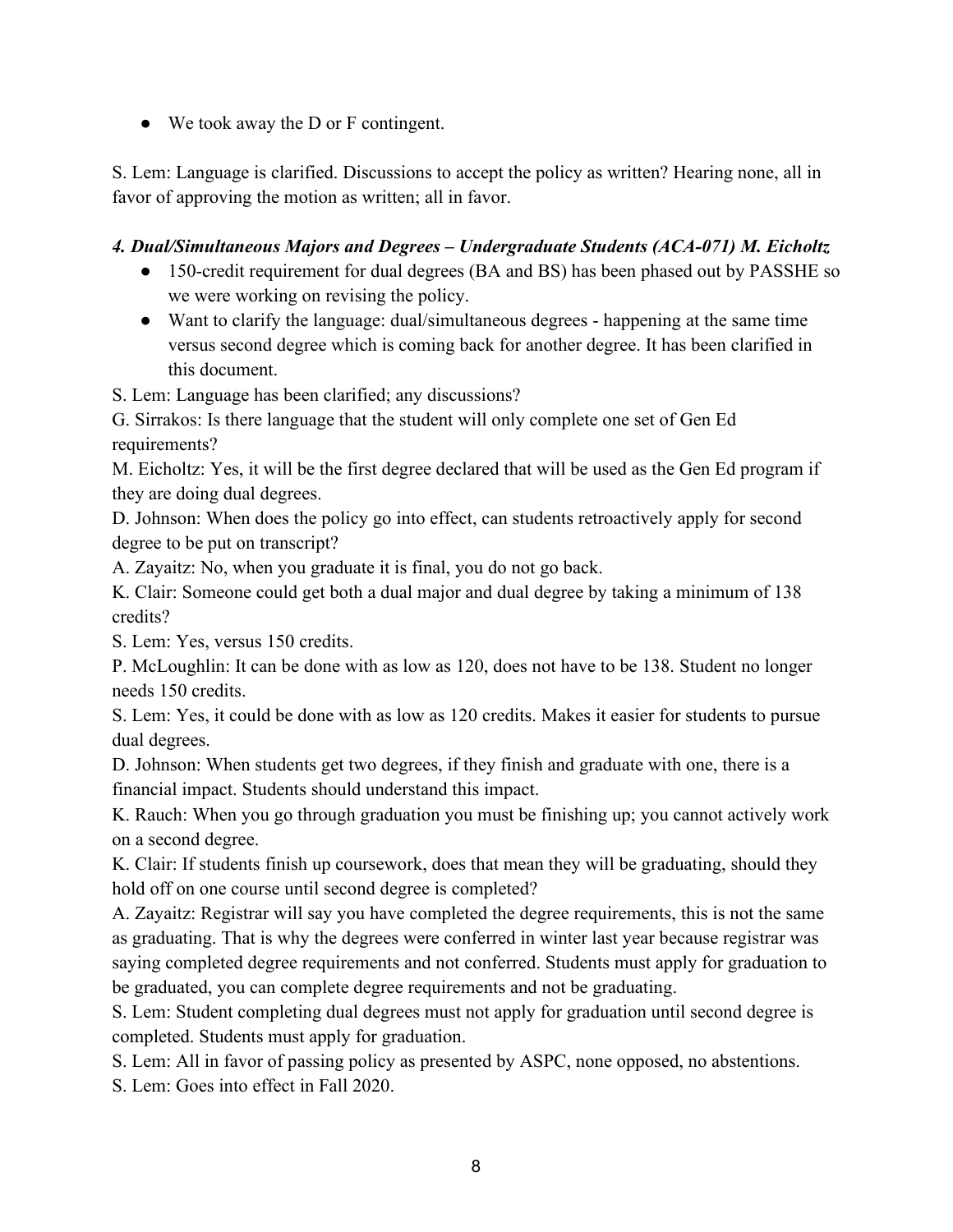- We took away the D or F contingent.

S. Lem: Language is clarified. Discussions to accept the policy as written? Hearing none, all in favor of approving the motion as written; all in favor.

***4. Dual/Simultaneous Majors and Degrees – Undergraduate Students (ACA-071) M. Eicholtz***

- 150-credit requirement for dual degrees (BA and BS) has been phased out by PASSHE so we were working on revising the policy.
- Want to clarify the language: dual/simultaneous degrees - happening at the same time versus second degree which is coming back for another degree. It has been clarified in this document.

S. Lem: Language has been clarified; any discussions?

G. Sirrakos: Is there language that the student will only complete one set of Gen Ed requirements?

M. Eicholtz: Yes, it will be the first degree declared that will be used as the Gen Ed program if they are doing dual degrees.

D. Johnson: When does the policy go into effect, can students retroactively apply for second degree to be put on transcript?

A. Zayaitz: No, when you graduate it is final, you do not go back.

K. Clair: Someone could get both a dual major and dual degree by taking a minimum of 138 credits?

S. Lem: Yes, versus 150 credits.

P. McLoughlin: It can be done with as low as 120, does not have to be 138. Student no longer needs 150 credits.

S. Lem: Yes, it could be done with as low as 120 credits. Makes it easier for students to pursue dual degrees.

D. Johnson: When students get two degrees, if they finish and graduate with one, there is a financial impact. Students should understand this impact.

K. Rauch: When you go through graduation you must be finishing up; you cannot actively work on a second degree.

K. Clair: If students finish up coursework, does that mean they will be graduating, should they hold off on one course until second degree is completed?

A. Zayaitz: Registrar will say you have completed the degree requirements, this is not the same as graduating. That is why the degrees were conferred in winter last year because registrar was saying completed degree requirements and not conferred. Students must apply for graduation to be graduated, you can complete degree requirements and not be graduating.

S. Lem: Student completing dual degrees must not apply for graduation until second degree is completed. Students must apply for graduation.

S. Lem: All in favor of passing policy as presented by ASPC, none opposed, no abstentions.

S. Lem: Goes into effect in Fall 2020.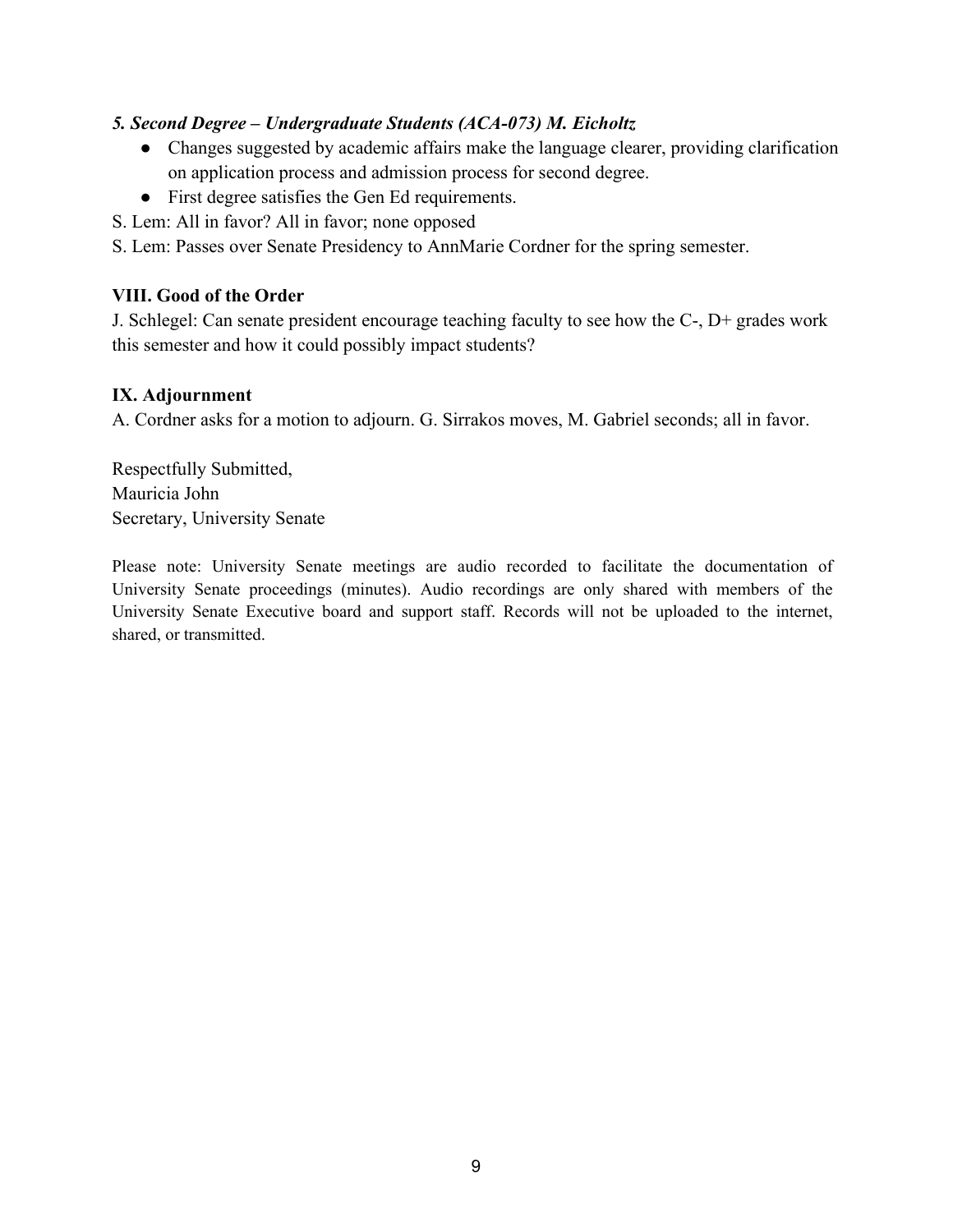***5. Second Degree – Undergraduate Students (ACA-073) M. Eicholtz***

- Changes suggested by academic affairs make the language clearer, providing clarification on application process and admission process for second degree.
- First degree satisfies the Gen Ed requirements.

S. Lem: All in favor? All in favor; none opposed

S. Lem: Passes over Senate Presidency to AnnMarie Cordner for the spring semester.

**VIII. Good of the Order**

J. Schlegel: Can senate president encourage teaching faculty to see how the C-, D+ grades work this semester and how it could possibly impact students?

**IX. Adjournment**

A. Cordner asks for a motion to adjourn. G. Sirrakos moves, M. Gabriel seconds; all in favor.

Respectfully Submitted,
Mauricia John
Secretary, University Senate

Please note: University Senate meetings are audio recorded to facilitate the documentation of University Senate proceedings (minutes). Audio recordings are only shared with members of the University Senate Executive board and support staff. Records will not be uploaded to the internet, shared, or transmitted.